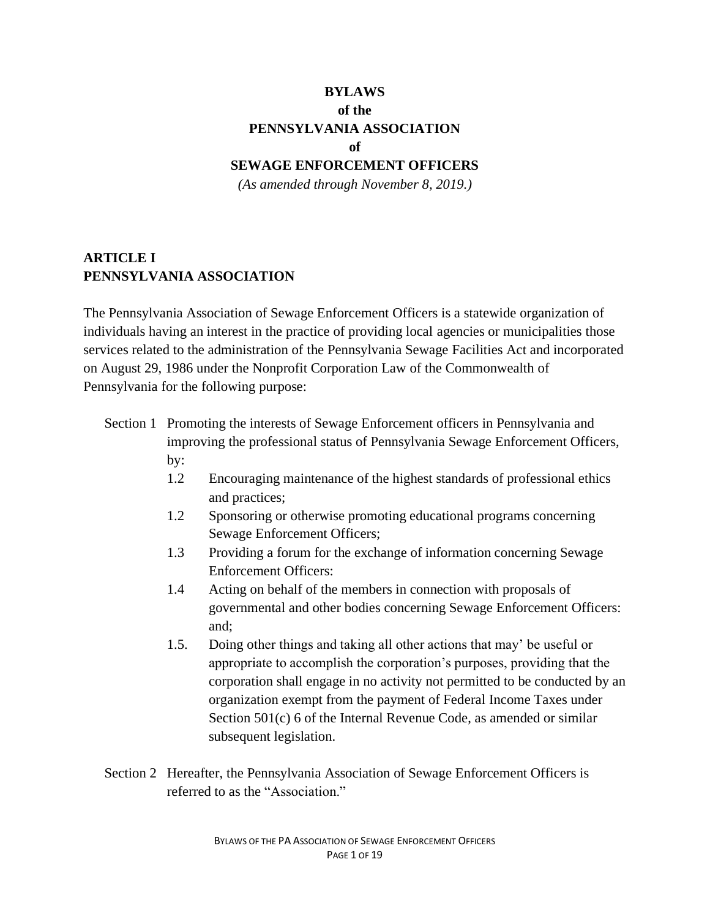# BYLAWS
# of the
# PENNSYLVANIA ASSOCIATION
# of
# SEWAGE ENFORCEMENT OFFICERS

*(As amended through November 8, 2019.)*

## ARTICLE I
## PENNSYLVANIA ASSOCIATION

The Pennsylvania Association of Sewage Enforcement Officers is a statewide organization of individuals having an interest in the practice of providing local agencies or municipalities those services related to the administration of the Pennsylvania Sewage Facilities Act and incorporated on August 29, 1986 under the Nonprofit Corporation Law of the Commonwealth of Pennsylvania for the following purpose:

Section 1 Promoting the interests of Sewage Enforcement officers in Pennsylvania and improving the professional status of Pennsylvania Sewage Enforcement Officers, by:

- 1.2 Encouraging maintenance of the highest standards of professional ethics and practices;
- 1.2 Sponsoring or otherwise promoting educational programs concerning Sewage Enforcement Officers;
- 1.3 Providing a forum for the exchange of information concerning Sewage Enforcement Officers:
- 1.4 Acting on behalf of the members in connection with proposals of governmental and other bodies concerning Sewage Enforcement Officers: and;
- 1.5. Doing other things and taking all other actions that may' be useful or appropriate to accomplish the corporation's purposes, providing that the corporation shall engage in no activity not permitted to be conducted by an organization exempt from the payment of Federal Income Taxes under Section 501(c) 6 of the Internal Revenue Code, as amended or similar subsequent legislation.

Section 2 Hereafter, the Pennsylvania Association of Sewage Enforcement Officers is referred to as the "Association."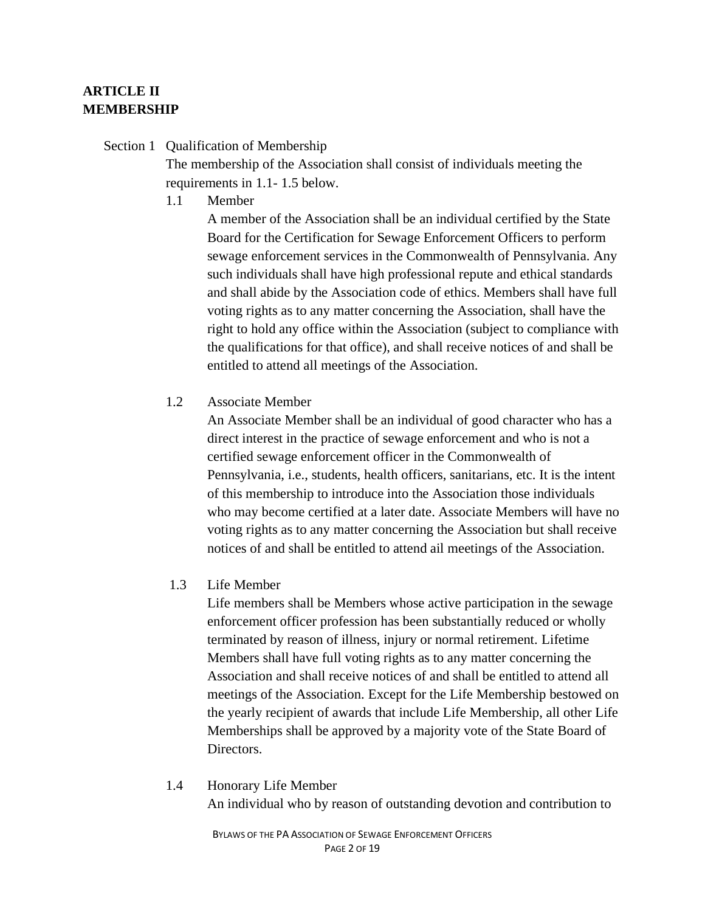## ARTICLE II
## MEMBERSHIP

Section 1 Qualification of Membership

The membership of the Association shall consist of individuals meeting the requirements in 1.1- 1.5 below.

1.1 Member

A member of the Association shall be an individual certified by the State Board for the Certification for Sewage Enforcement Officers to perform sewage enforcement services in the Commonwealth of Pennsylvania. Any such individuals shall have high professional repute and ethical standards and shall abide by the Association code of ethics. Members shall have full voting rights as to any matter concerning the Association, shall have the right to hold any office within the Association (subject to compliance with the qualifications for that office), and shall receive notices of and shall be entitled to attend all meetings of the Association.

1.2 Associate Member

An Associate Member shall be an individual of good character who has a direct interest in the practice of sewage enforcement and who is not a certified sewage enforcement officer in the Commonwealth of Pennsylvania, i.e., students, health officers, sanitarians, etc. It is the intent of this membership to introduce into the Association those individuals who may become certified at a later date. Associate Members will have no voting rights as to any matter concerning the Association but shall receive notices of and shall be entitled to attend ail meetings of the Association.

1.3 Life Member

Life members shall be Members whose active participation in the sewage enforcement officer profession has been substantially reduced or wholly terminated by reason of illness, injury or normal retirement. Lifetime Members shall have full voting rights as to any matter concerning the Association and shall receive notices of and shall be entitled to attend all meetings of the Association. Except for the Life Membership bestowed on the yearly recipient of awards that include Life Membership, all other Life Memberships shall be approved by a majority vote of the State Board of Directors.

1.4 Honorary Life Member

An individual who by reason of outstanding devotion and contribution to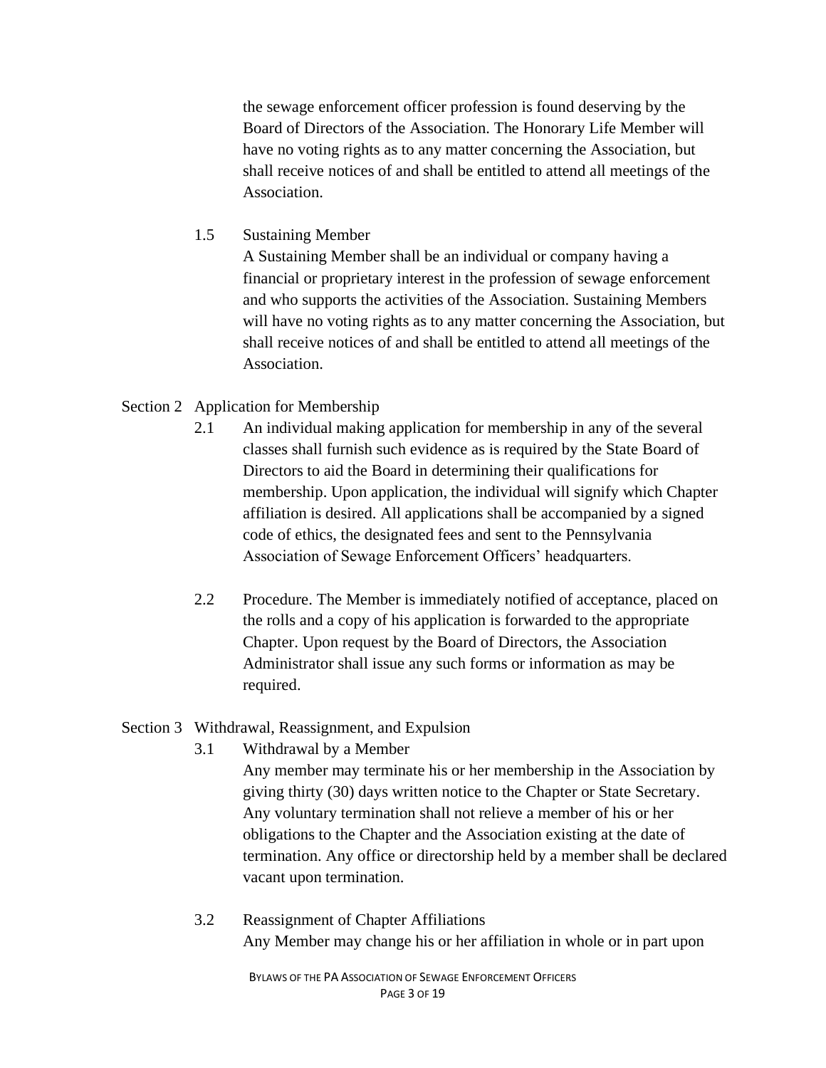the sewage enforcement officer profession is found deserving by the Board of Directors of the Association. The Honorary Life Member will have no voting rights as to any matter concerning the Association, but shall receive notices of and shall be entitled to attend all meetings of the Association.

1.5 Sustaining Member

A Sustaining Member shall be an individual or company having a financial or proprietary interest in the profession of sewage enforcement and who supports the activities of the Association. Sustaining Members will have no voting rights as to any matter concerning the Association, but shall receive notices of and shall be entitled to attend all meetings of the Association.

### Section 2 Application for Membership

2.1 An individual making application for membership in any of the several classes shall furnish such evidence as is required by the State Board of Directors to aid the Board in determining their qualifications for membership. Upon application, the individual will signify which Chapter affiliation is desired. All applications shall be accompanied by a signed code of ethics, the designated fees and sent to the Pennsylvania Association of Sewage Enforcement Officers' headquarters.

2.2 Procedure. The Member is immediately notified of acceptance, placed on the rolls and a copy of his application is forwarded to the appropriate Chapter. Upon request by the Board of Directors, the Association Administrator shall issue any such forms or information as may be required.

### Section 3 Withdrawal, Reassignment, and Expulsion

3.1 Withdrawal by a Member

Any member may terminate his or her membership in the Association by giving thirty (30) days written notice to the Chapter or State Secretary. Any voluntary termination shall not relieve a member of his or her obligations to the Chapter and the Association existing at the date of termination. Any office or directorship held by a member shall be declared vacant upon termination.

3.2 Reassignment of Chapter Affiliations

Any Member may change his or her affiliation in whole or in part upon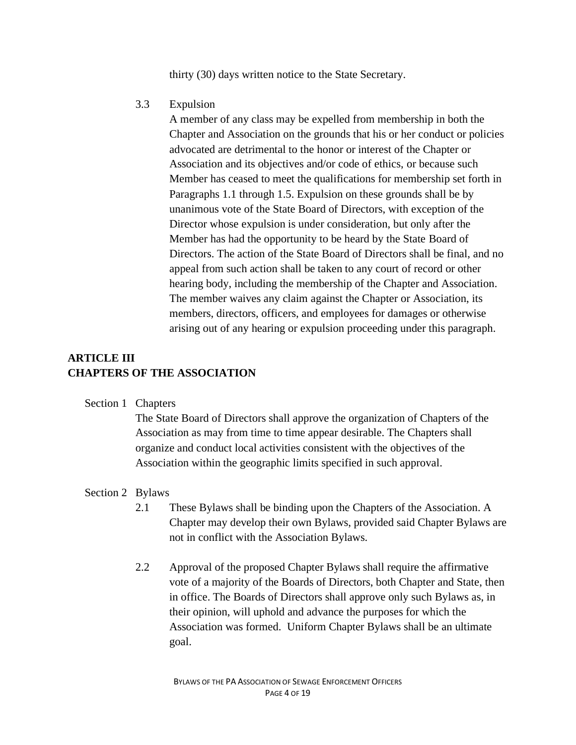thirty (30) days written notice to the State Secretary.

3.3 Expulsion

A member of any class may be expelled from membership in both the Chapter and Association on the grounds that his or her conduct or policies advocated are detrimental to the honor or interest of the Chapter or Association and its objectives and/or code of ethics, or because such Member has ceased to meet the qualifications for membership set forth in Paragraphs 1.1 through 1.5. Expulsion on these grounds shall be by unanimous vote of the State Board of Directors, with exception of the Director whose expulsion is under consideration, but only after the Member has had the opportunity to be heard by the State Board of Directors. The action of the State Board of Directors shall be final, and no appeal from such action shall be taken to any court of record or other hearing body, including the membership of the Chapter and Association. The member waives any claim against the Chapter or Association, its members, directors, officers, and employees for damages or otherwise arising out of any hearing or expulsion proceeding under this paragraph.

## ARTICLE III
## CHAPTERS OF THE ASSOCIATION

Section 1 Chapters

The State Board of Directors shall approve the organization of Chapters of the Association as may from time to time appear desirable. The Chapters shall organize and conduct local activities consistent with the objectives of the Association within the geographic limits specified in such approval.

Section 2 Bylaws

2.1 These Bylaws shall be binding upon the Chapters of the Association. A Chapter may develop their own Bylaws, provided said Chapter Bylaws are not in conflict with the Association Bylaws.

2.2 Approval of the proposed Chapter Bylaws shall require the affirmative vote of a majority of the Boards of Directors, both Chapter and State, then in office. The Boards of Directors shall approve only such Bylaws as, in their opinion, will uphold and advance the purposes for which the Association was formed. Uniform Chapter Bylaws shall be an ultimate goal.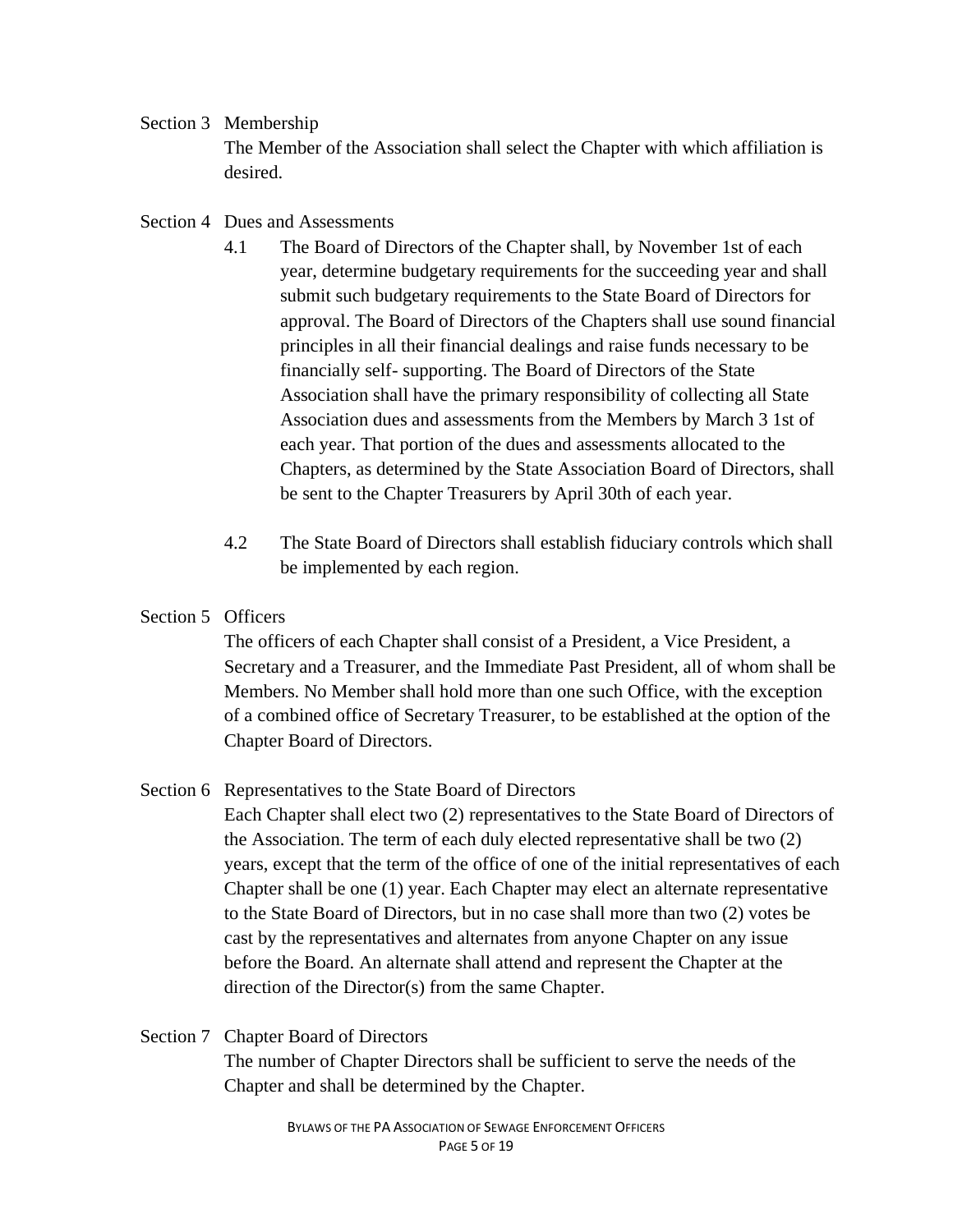Section 3 Membership

The Member of the Association shall select the Chapter with which affiliation is desired.

Section 4 Dues and Assessments

4.1 The Board of Directors of the Chapter shall, by November 1st of each year, determine budgetary requirements for the succeeding year and shall submit such budgetary requirements to the State Board of Directors for approval. The Board of Directors of the Chapters shall use sound financial principles in all their financial dealings and raise funds necessary to be financially self- supporting. The Board of Directors of the State Association shall have the primary responsibility of collecting all State Association dues and assessments from the Members by March 3 1st of each year. That portion of the dues and assessments allocated to the Chapters, as determined by the State Association Board of Directors, shall be sent to the Chapter Treasurers by April 30th of each year.

4.2 The State Board of Directors shall establish fiduciary controls which shall be implemented by each region.

Section 5 Officers

The officers of each Chapter shall consist of a President, a Vice President, a Secretary and a Treasurer, and the Immediate Past President, all of whom shall be Members. No Member shall hold more than one such Office, with the exception of a combined office of Secretary Treasurer, to be established at the option of the Chapter Board of Directors.

Section 6 Representatives to the State Board of Directors

Each Chapter shall elect two (2) representatives to the State Board of Directors of the Association. The term of each duly elected representative shall be two (2) years, except that the term of the office of one of the initial representatives of each Chapter shall be one (1) year. Each Chapter may elect an alternate representative to the State Board of Directors, but in no case shall more than two (2) votes be cast by the representatives and alternates from anyone Chapter on any issue before the Board. An alternate shall attend and represent the Chapter at the direction of the Director(s) from the same Chapter.

Section 7 Chapter Board of Directors

The number of Chapter Directors shall be sufficient to serve the needs of the Chapter and shall be determined by the Chapter.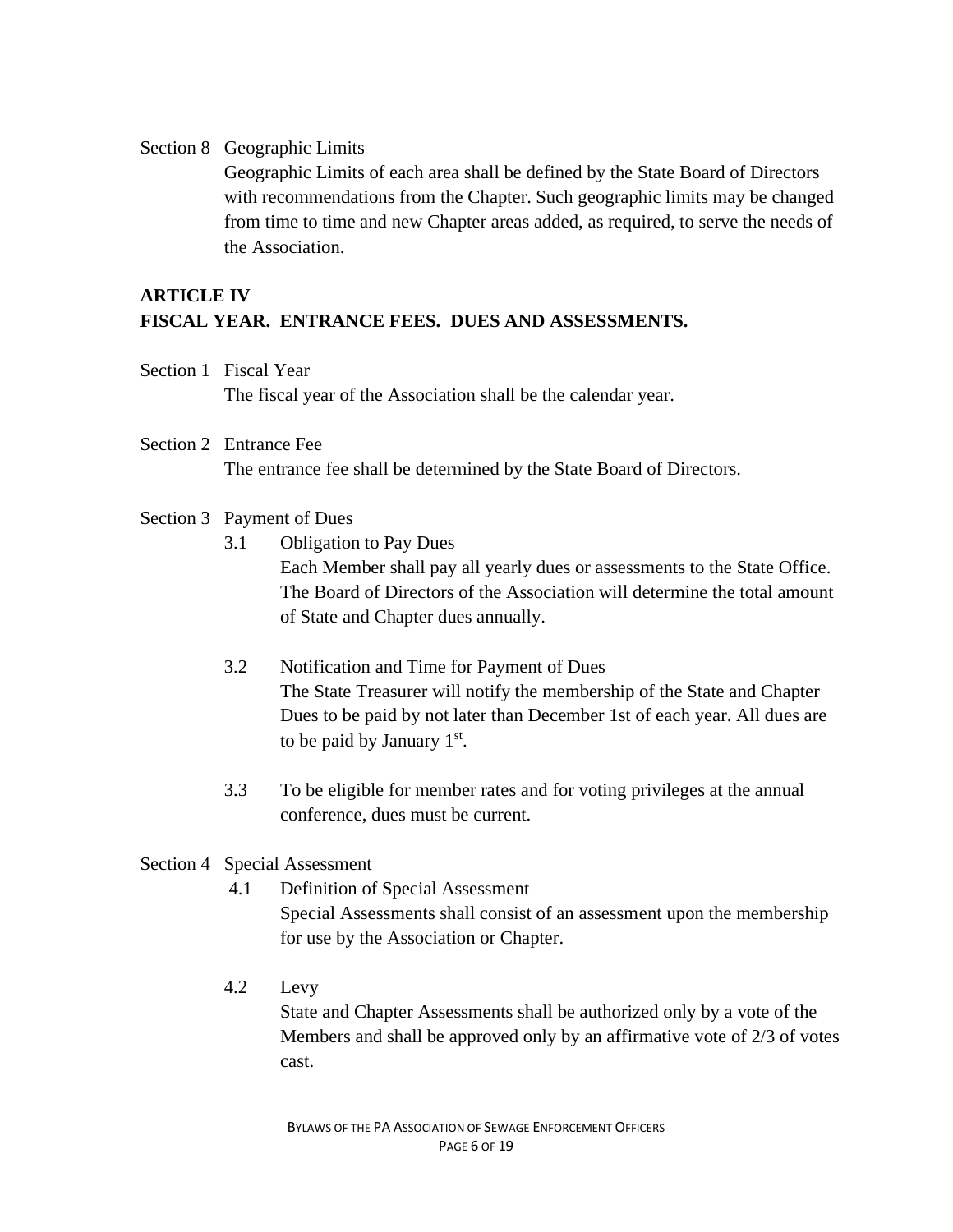Section 8 Geographic Limits

Geographic Limits of each area shall be defined by the State Board of Directors with recommendations from the Chapter. Such geographic limits may be changed from time to time and new Chapter areas added, as required, to serve the needs of the Association.

## ARTICLE IV
## FISCAL YEAR. ENTRANCE FEES. DUES AND ASSESSMENTS.

Section 1 Fiscal Year

The fiscal year of the Association shall be the calendar year.

Section 2 Entrance Fee

The entrance fee shall be determined by the State Board of Directors.

Section 3 Payment of Dues

3.1 Obligation to Pay Dues

Each Member shall pay all yearly dues or assessments to the State Office. The Board of Directors of the Association will determine the total amount of State and Chapter dues annually.

3.2 Notification and Time for Payment of Dues

The State Treasurer will notify the membership of the State and Chapter Dues to be paid by not later than December 1st of each year. All dues are to be paid by January 1st.

3.3 To be eligible for member rates and for voting privileges at the annual conference, dues must be current.

Section 4 Special Assessment

4.1 Definition of Special Assessment

Special Assessments shall consist of an assessment upon the membership for use by the Association or Chapter.

4.2 Levy

State and Chapter Assessments shall be authorized only by a vote of the Members and shall be approved only by an affirmative vote of 2/3 of votes cast.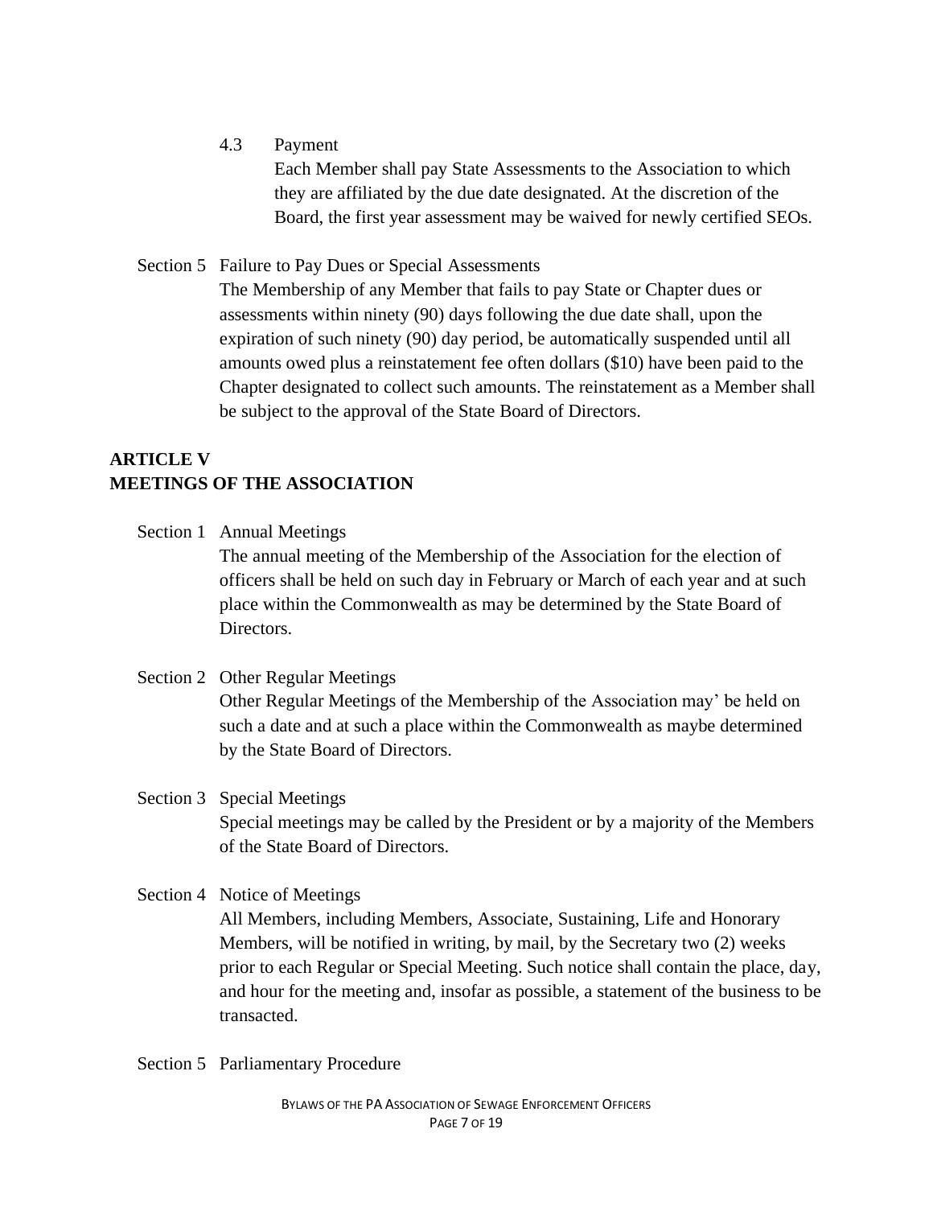4.3 Payment

Each Member shall pay State Assessments to the Association to which they are affiliated by the due date designated. At the discretion of the Board, the first year assessment may be waived for newly certified SEOs.

Section 5 Failure to Pay Dues or Special Assessments

The Membership of any Member that fails to pay State or Chapter dues or assessments within ninety (90) days following the due date shall, upon the expiration of such ninety (90) day period, be automatically suspended until all amounts owed plus a reinstatement fee often dollars ($10) have been paid to the Chapter designated to collect such amounts. The reinstatement as a Member shall be subject to the approval of the State Board of Directors.

## ARTICLE V
## MEETINGS OF THE ASSOCIATION

Section 1 Annual Meetings

The annual meeting of the Membership of the Association for the election of officers shall be held on such day in February or March of each year and at such place within the Commonwealth as may be determined by the State Board of Directors.

Section 2 Other Regular Meetings

Other Regular Meetings of the Membership of the Association may' be held on such a date and at such a place within the Commonwealth as maybe determined by the State Board of Directors.

Section 3 Special Meetings

Special meetings may be called by the President or by a majority of the Members of the State Board of Directors.

Section 4 Notice of Meetings

All Members, including Members, Associate, Sustaining, Life and Honorary Members, will be notified in writing, by mail, by the Secretary two (2) weeks prior to each Regular or Special Meeting. Such notice shall contain the place, day, and hour for the meeting and, insofar as possible, a statement of the business to be transacted.

Section 5 Parliamentary Procedure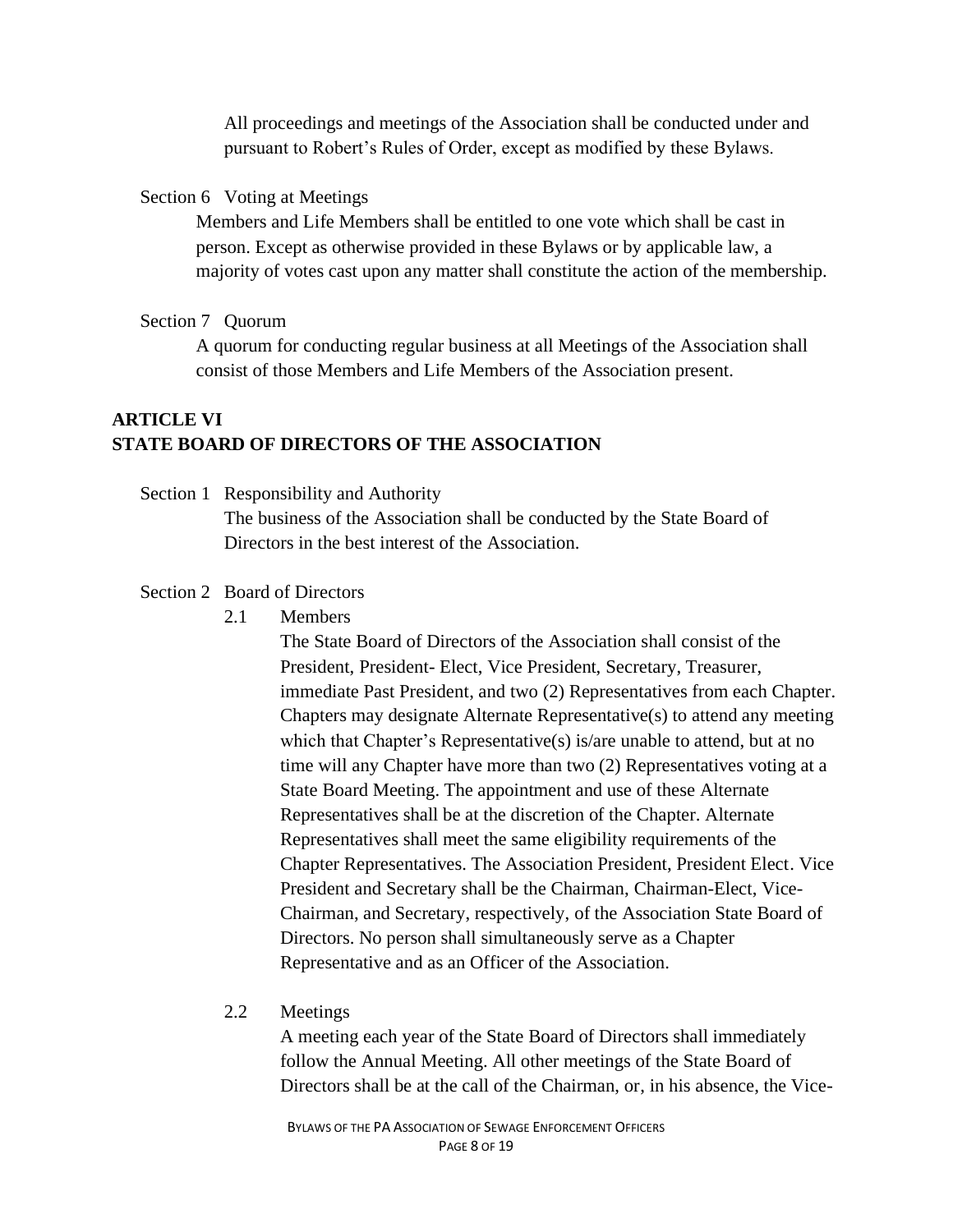All proceedings and meetings of the Association shall be conducted under and pursuant to Robert's Rules of Order, except as modified by these Bylaws.

Section 6 Voting at Meetings

Members and Life Members shall be entitled to one vote which shall be cast in person. Except as otherwise provided in these Bylaws or by applicable law, a majority of votes cast upon any matter shall constitute the action of the membership.

Section 7 Quorum

A quorum for conducting regular business at all Meetings of the Association shall consist of those Members and Life Members of the Association present.

## ARTICLE VI
## STATE BOARD OF DIRECTORS OF THE ASSOCIATION

Section 1 Responsibility and Authority

The business of the Association shall be conducted by the State Board of Directors in the best interest of the Association.

Section 2 Board of Directors

2.1 Members

The State Board of Directors of the Association shall consist of the President, President- Elect, Vice President, Secretary, Treasurer, immediate Past President, and two (2) Representatives from each Chapter. Chapters may designate Alternate Representative(s) to attend any meeting which that Chapter's Representative(s) is/are unable to attend, but at no time will any Chapter have more than two (2) Representatives voting at a State Board Meeting. The appointment and use of these Alternate Representatives shall be at the discretion of the Chapter. Alternate Representatives shall meet the same eligibility requirements of the Chapter Representatives. The Association President, President Elect. Vice President and Secretary shall be the Chairman, Chairman-Elect, Vice-Chairman, and Secretary, respectively, of the Association State Board of Directors. No person shall simultaneously serve as a Chapter Representative and as an Officer of the Association.

2.2 Meetings

A meeting each year of the State Board of Directors shall immediately follow the Annual Meeting. All other meetings of the State Board of Directors shall be at the call of the Chairman, or, in his absence, the Vice-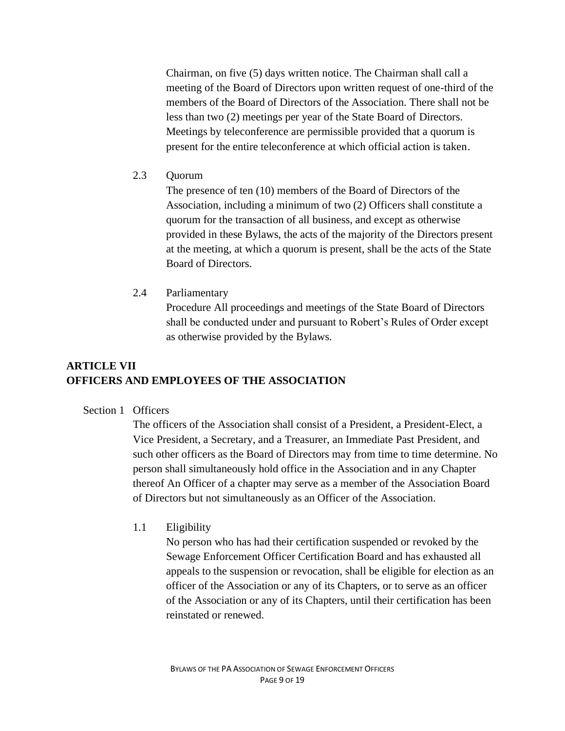Chairman, on five (5) days written notice. The Chairman shall call a meeting of the Board of Directors upon written request of one-third of the members of the Board of Directors of the Association. There shall not be less than two (2) meetings per year of the State Board of Directors. Meetings by teleconference are permissible provided that a quorum is present for the entire teleconference at which official action is taken.

2.3 Quorum

The presence of ten (10) members of the Board of Directors of the Association, including a minimum of two (2) Officers shall constitute a quorum for the transaction of all business, and except as otherwise provided in these Bylaws, the acts of the majority of the Directors present at the meeting, at which a quorum is present, shall be the acts of the State Board of Directors.

2.4 Parliamentary

Procedure All proceedings and meetings of the State Board of Directors shall be conducted under and pursuant to Robert's Rules of Order except as otherwise provided by the Bylaws.

## ARTICLE VII
## OFFICERS AND EMPLOYEES OF THE ASSOCIATION

Section 1 Officers

The officers of the Association shall consist of a President, a President-Elect, a Vice President, a Secretary, and a Treasurer, an Immediate Past President, and such other officers as the Board of Directors may from time to time determine. No person shall simultaneously hold office in the Association and in any Chapter thereof An Officer of a chapter may serve as a member of the Association Board of Directors but not simultaneously as an Officer of the Association.

1.1 Eligibility

No person who has had their certification suspended or revoked by the Sewage Enforcement Officer Certification Board and has exhausted all appeals to the suspension or revocation, shall be eligible for election as an officer of the Association or any of its Chapters, or to serve as an officer of the Association or any of its Chapters, until their certification has been reinstated or renewed.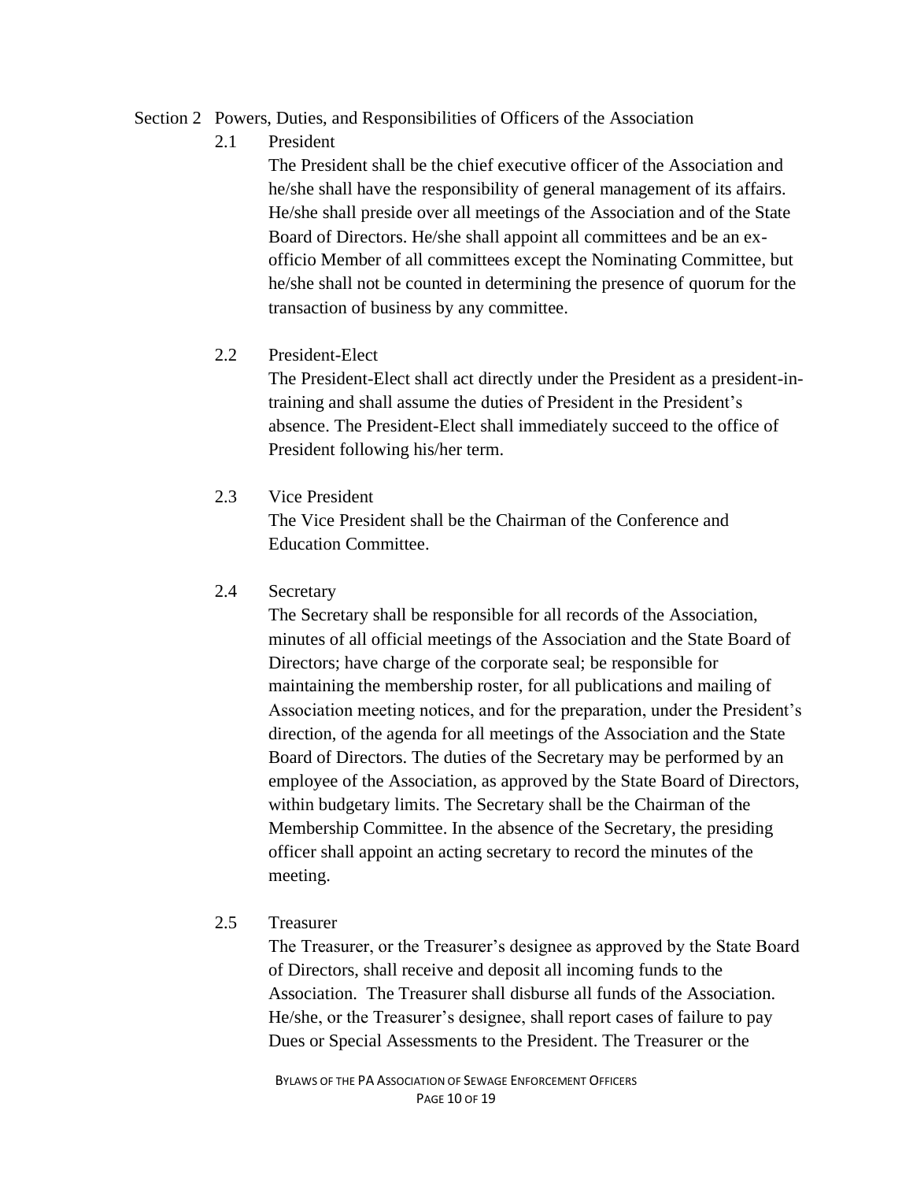## Section 2 Powers, Duties, and Responsibilities of Officers of the Association

### 2.1 President

The President shall be the chief executive officer of the Association and he/she shall have the responsibility of general management of its affairs. He/she shall preside over all meetings of the Association and of the State Board of Directors. He/she shall appoint all committees and be an ex-officio Member of all committees except the Nominating Committee, but he/she shall not be counted in determining the presence of quorum for the transaction of business by any committee.

### 2.2 President-Elect

The President-Elect shall act directly under the President as a president-in-training and shall assume the duties of President in the President's absence. The President-Elect shall immediately succeed to the office of President following his/her term.

### 2.3 Vice President

The Vice President shall be the Chairman of the Conference and Education Committee.

### 2.4 Secretary

The Secretary shall be responsible for all records of the Association, minutes of all official meetings of the Association and the State Board of Directors; have charge of the corporate seal; be responsible for maintaining the membership roster, for all publications and mailing of Association meeting notices, and for the preparation, under the President's direction, of the agenda for all meetings of the Association and the State Board of Directors. The duties of the Secretary may be performed by an employee of the Association, as approved by the State Board of Directors, within budgetary limits. The Secretary shall be the Chairman of the Membership Committee. In the absence of the Secretary, the presiding officer shall appoint an acting secretary to record the minutes of the meeting.

### 2.5 Treasurer

The Treasurer, or the Treasurer's designee as approved by the State Board of Directors, shall receive and deposit all incoming funds to the Association. The Treasurer shall disburse all funds of the Association. He/she, or the Treasurer's designee, shall report cases of failure to pay Dues or Special Assessments to the President. The Treasurer or the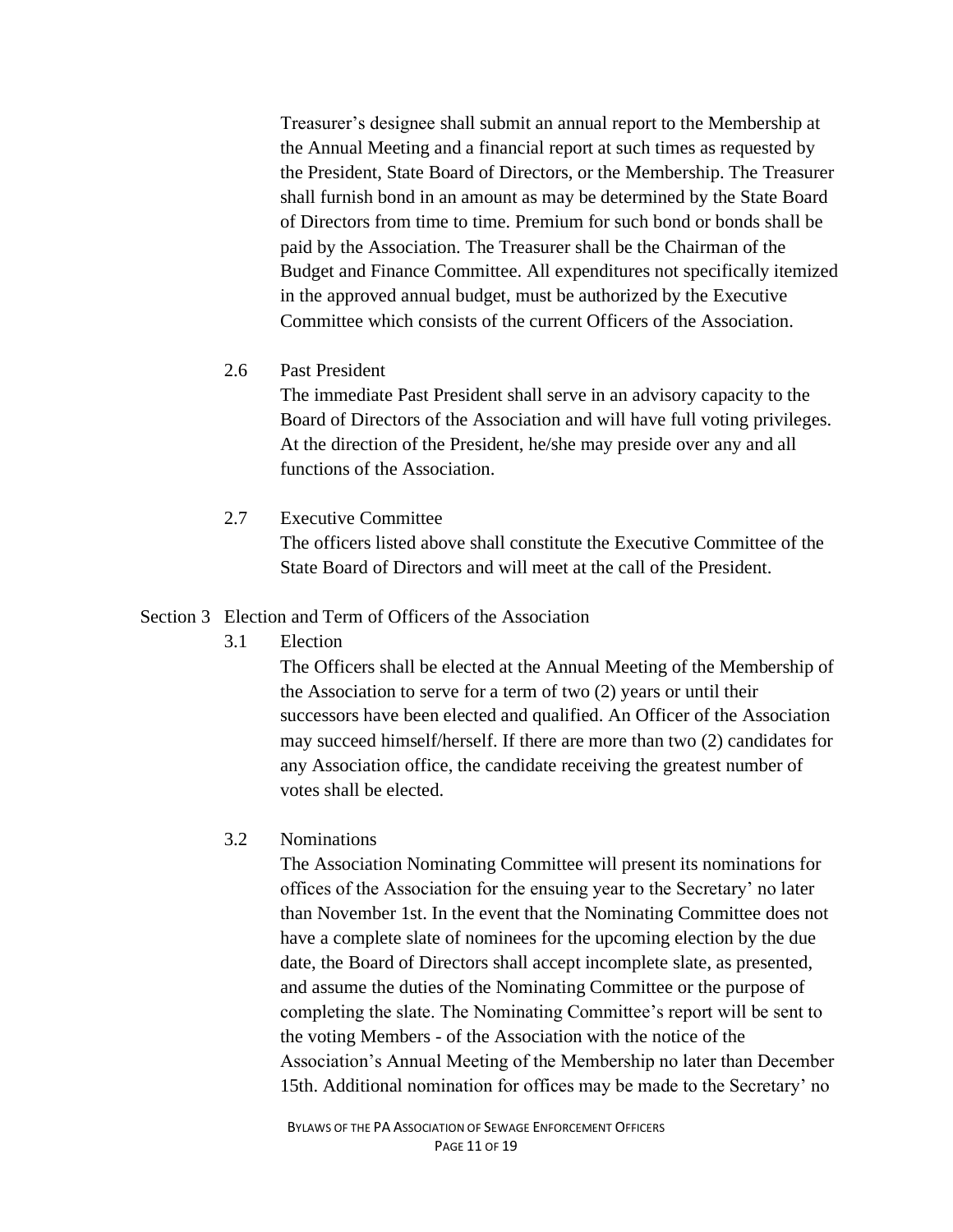Treasurer's designee shall submit an annual report to the Membership at the Annual Meeting and a financial report at such times as requested by the President, State Board of Directors, or the Membership. The Treasurer shall furnish bond in an amount as may be determined by the State Board of Directors from time to time. Premium for such bond or bonds shall be paid by the Association. The Treasurer shall be the Chairman of the Budget and Finance Committee. All expenditures not specifically itemized in the approved annual budget, must be authorized by the Executive Committee which consists of the current Officers of the Association.

2.6 Past President

The immediate Past President shall serve in an advisory capacity to the Board of Directors of the Association and will have full voting privileges. At the direction of the President, he/she may preside over any and all functions of the Association.

2.7 Executive Committee

The officers listed above shall constitute the Executive Committee of the State Board of Directors and will meet at the call of the President.

Section 3 Election and Term of Officers of the Association

3.1 Election

The Officers shall be elected at the Annual Meeting of the Membership of the Association to serve for a term of two (2) years or until their successors have been elected and qualified. An Officer of the Association may succeed himself/herself. If there are more than two (2) candidates for any Association office, the candidate receiving the greatest number of votes shall be elected.

3.2 Nominations

The Association Nominating Committee will present its nominations for offices of the Association for the ensuing year to the Secretary' no later than November 1st. In the event that the Nominating Committee does not have a complete slate of nominees for the upcoming election by the due date, the Board of Directors shall accept incomplete slate, as presented, and assume the duties of the Nominating Committee or the purpose of completing the slate. The Nominating Committee's report will be sent to the voting Members - of the Association with the notice of the Association's Annual Meeting of the Membership no later than December 15th. Additional nomination for offices may be made to the Secretary' no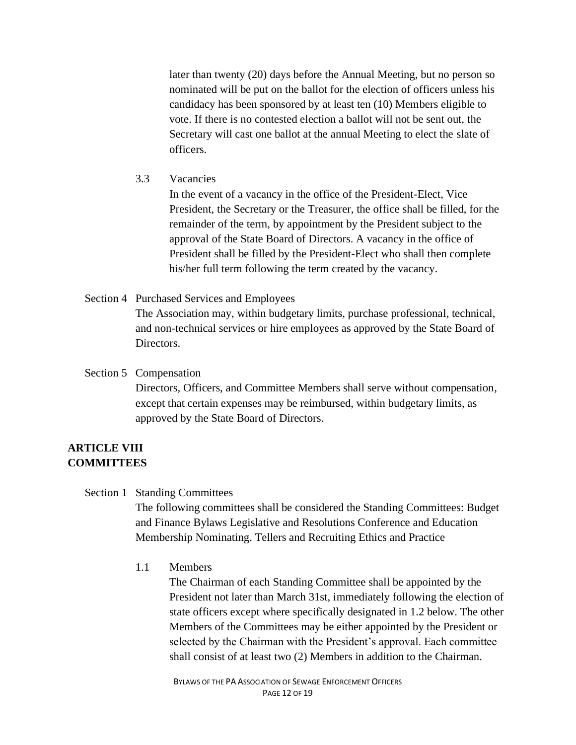later than twenty (20) days before the Annual Meeting, but no person so nominated will be put on the ballot for the election of officers unless his candidacy has been sponsored by at least ten (10) Members eligible to vote. If there is no contested election a ballot will not be sent out, the Secretary will cast one ballot at the annual Meeting to elect the slate of officers.

3.3 Vacancies

In the event of a vacancy in the office of the President-Elect, Vice President, the Secretary or the Treasurer, the office shall be filled, for the remainder of the term, by appointment by the President subject to the approval of the State Board of Directors. A vacancy in the office of President shall be filled by the President-Elect who shall then complete his/her full term following the term created by the vacancy.

Section 4 Purchased Services and Employees

The Association may, within budgetary limits, purchase professional, technical, and non-technical services or hire employees as approved by the State Board of Directors.

Section 5 Compensation

Directors, Officers, and Committee Members shall serve without compensation, except that certain expenses may be reimbursed, within budgetary limits, as approved by the State Board of Directors.

## ARTICLE VIII
## COMMITTEES

Section 1 Standing Committees

The following committees shall be considered the Standing Committees: Budget and Finance Bylaws Legislative and Resolutions Conference and Education Membership Nominating. Tellers and Recruiting Ethics and Practice

1.1 Members

The Chairman of each Standing Committee shall be appointed by the President not later than March 31st, immediately following the election of state officers except where specifically designated in 1.2 below. The other Members of the Committees may be either appointed by the President or selected by the Chairman with the President's approval. Each committee shall consist of at least two (2) Members in addition to the Chairman.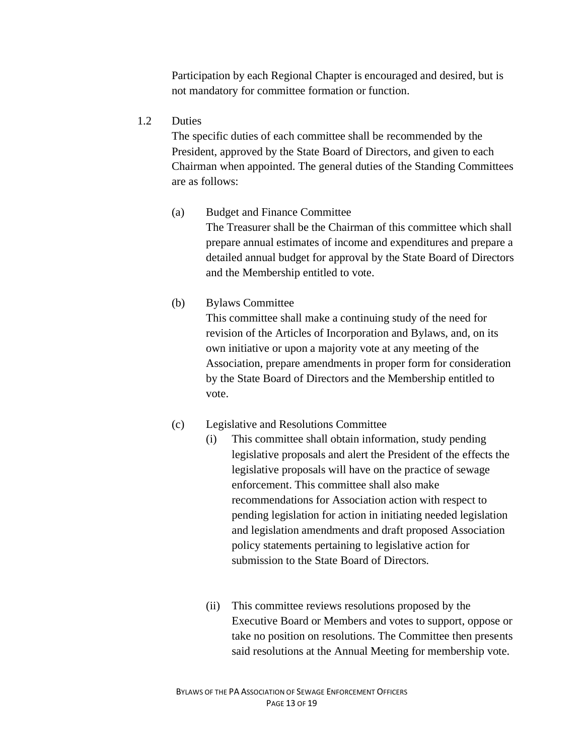Participation by each Regional Chapter is encouraged and desired, but is not mandatory for committee formation or function.

1.2 Duties

The specific duties of each committee shall be recommended by the President, approved by the State Board of Directors, and given to each Chairman when appointed. The general duties of the Standing Committees are as follows:

(a) Budget and Finance Committee

The Treasurer shall be the Chairman of this committee which shall prepare annual estimates of income and expenditures and prepare a detailed annual budget for approval by the State Board of Directors and the Membership entitled to vote.

(b) Bylaws Committee

This committee shall make a continuing study of the need for revision of the Articles of Incorporation and Bylaws, and, on its own initiative or upon a majority vote at any meeting of the Association, prepare amendments in proper form for consideration by the State Board of Directors and the Membership entitled to vote.

(c) Legislative and Resolutions Committee

(i) This committee shall obtain information, study pending legislative proposals and alert the President of the effects the legislative proposals will have on the practice of sewage enforcement. This committee shall also make recommendations for Association action with respect to pending legislation for action in initiating needed legislation and legislation amendments and draft proposed Association policy statements pertaining to legislative action for submission to the State Board of Directors.

(ii) This committee reviews resolutions proposed by the Executive Board or Members and votes to support, oppose or take no position on resolutions. The Committee then presents said resolutions at the Annual Meeting for membership vote.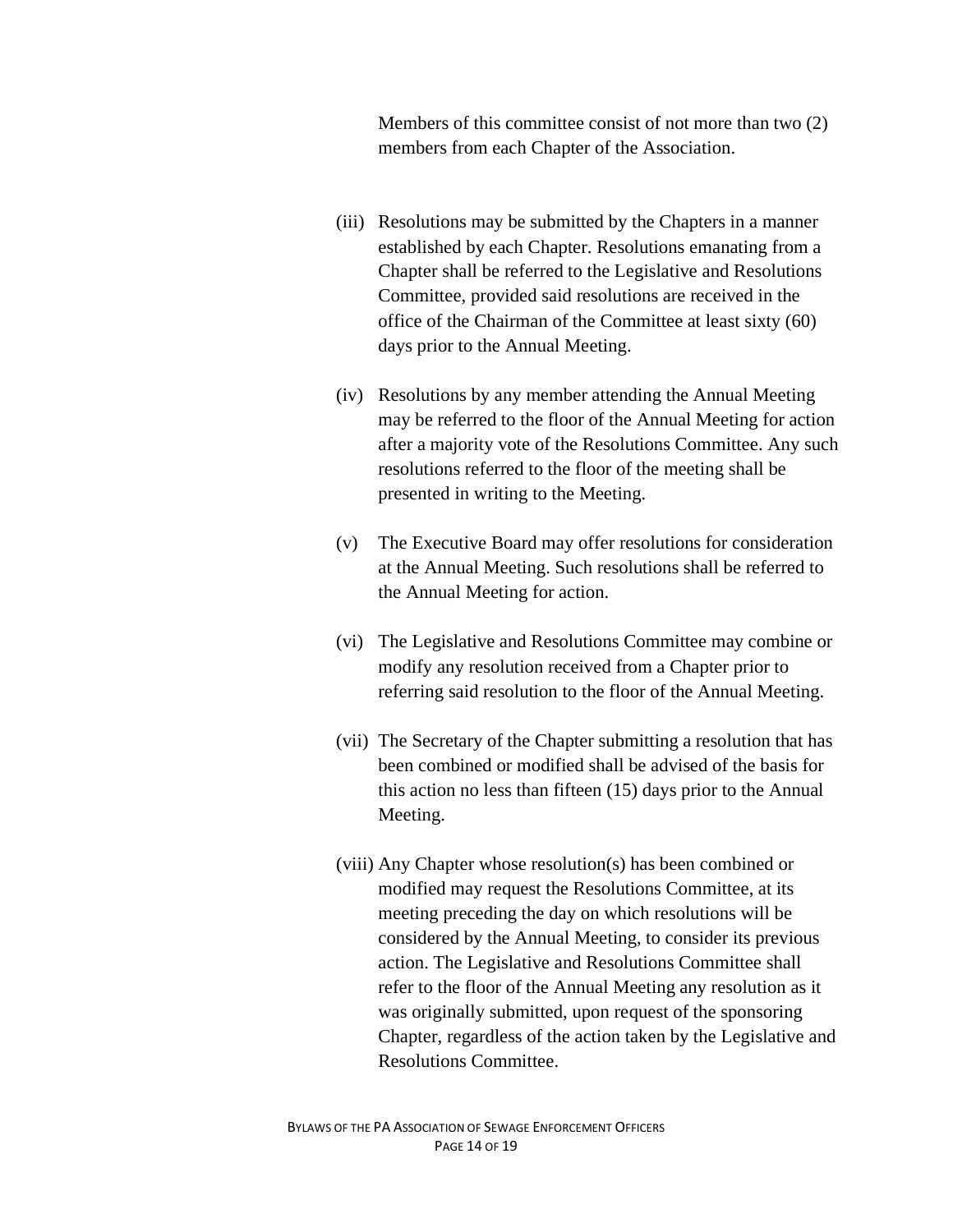Members of this committee consist of not more than two (2) members from each Chapter of the Association.

(iii) Resolutions may be submitted by the Chapters in a manner established by each Chapter. Resolutions emanating from a Chapter shall be referred to the Legislative and Resolutions Committee, provided said resolutions are received in the office of the Chairman of the Committee at least sixty (60) days prior to the Annual Meeting.

(iv) Resolutions by any member attending the Annual Meeting may be referred to the floor of the Annual Meeting for action after a majority vote of the Resolutions Committee. Any such resolutions referred to the floor of the meeting shall be presented in writing to the Meeting.

(v) The Executive Board may offer resolutions for consideration at the Annual Meeting. Such resolutions shall be referred to the Annual Meeting for action.

(vi) The Legislative and Resolutions Committee may combine or modify any resolution received from a Chapter prior to referring said resolution to the floor of the Annual Meeting.

(vii) The Secretary of the Chapter submitting a resolution that has been combined or modified shall be advised of the basis for this action no less than fifteen (15) days prior to the Annual Meeting.

(viii) Any Chapter whose resolution(s) has been combined or modified may request the Resolutions Committee, at its meeting preceding the day on which resolutions will be considered by the Annual Meeting, to consider its previous action. The Legislative and Resolutions Committee shall refer to the floor of the Annual Meeting any resolution as it was originally submitted, upon request of the sponsoring Chapter, regardless of the action taken by the Legislative and Resolutions Committee.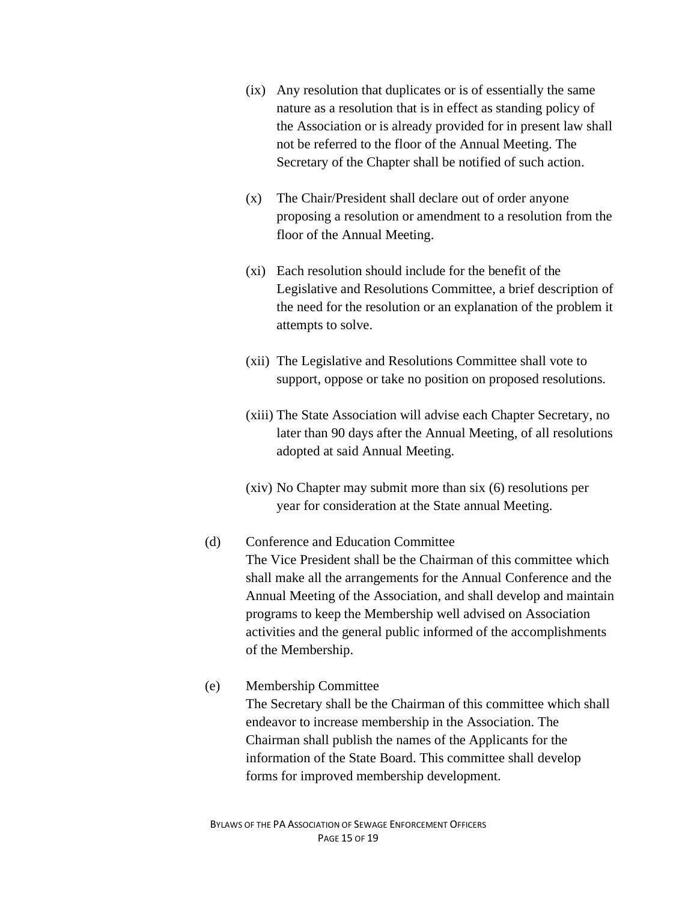(ix) Any resolution that duplicates or is of essentially the same nature as a resolution that is in effect as standing policy of the Association or is already provided for in present law shall not be referred to the floor of the Annual Meeting. The Secretary of the Chapter shall be notified of such action.

(x) The Chair/President shall declare out of order anyone proposing a resolution or amendment to a resolution from the floor of the Annual Meeting.

(xi) Each resolution should include for the benefit of the Legislative and Resolutions Committee, a brief description of the need for the resolution or an explanation of the problem it attempts to solve.

(xii) The Legislative and Resolutions Committee shall vote to support, oppose or take no position on proposed resolutions.

(xiii) The State Association will advise each Chapter Secretary, no later than 90 days after the Annual Meeting, of all resolutions adopted at said Annual Meeting.

(xiv) No Chapter may submit more than six (6) resolutions per year for consideration at the State annual Meeting.

(d) Conference and Education Committee
The Vice President shall be the Chairman of this committee which shall make all the arrangements for the Annual Conference and the Annual Meeting of the Association, and shall develop and maintain programs to keep the Membership well advised on Association activities and the general public informed of the accomplishments of the Membership.

(e) Membership Committee
The Secretary shall be the Chairman of this committee which shall endeavor to increase membership in the Association. The Chairman shall publish the names of the Applicants for the information of the State Board. This committee shall develop forms for improved membership development.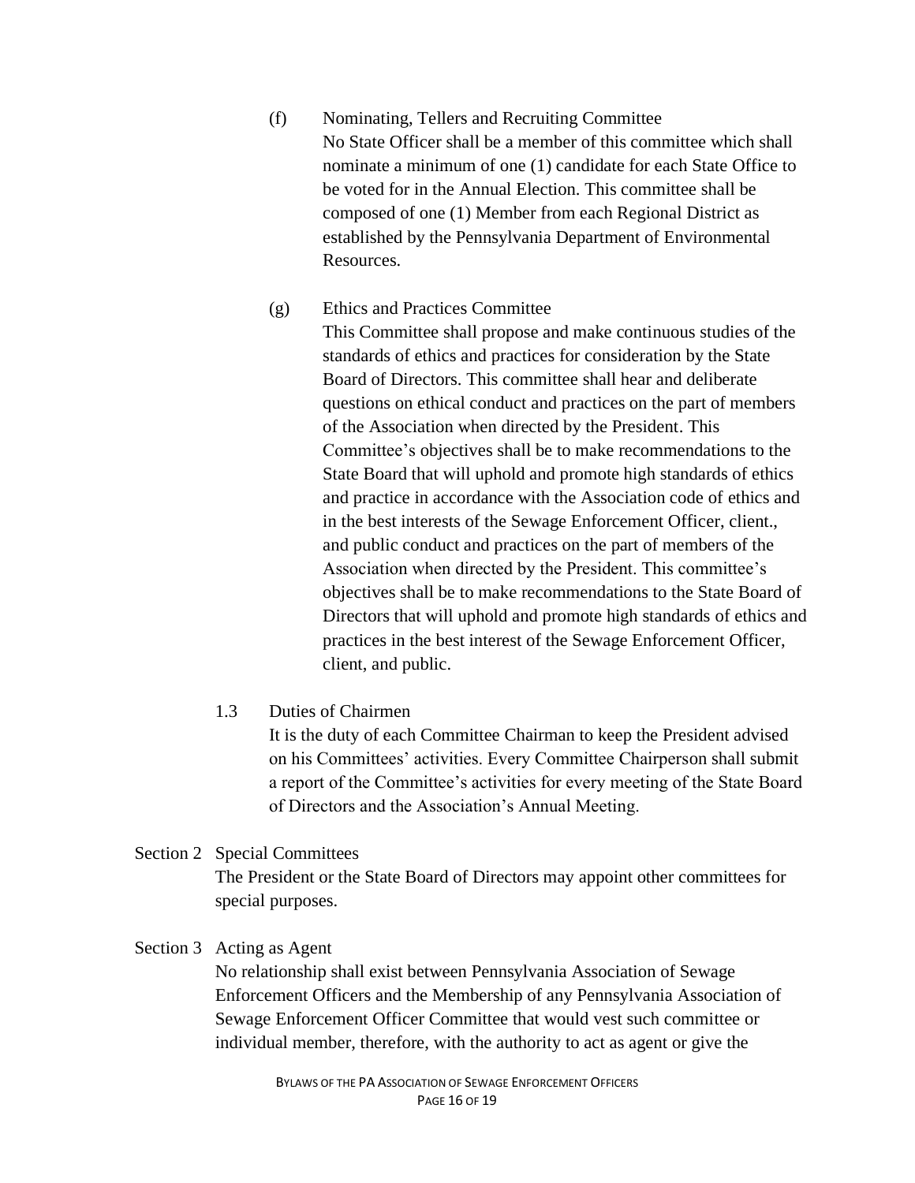(f) Nominating, Tellers and Recruiting Committee
No State Officer shall be a member of this committee which shall nominate a minimum of one (1) candidate for each State Office to be voted for in the Annual Election. This committee shall be composed of one (1) Member from each Regional District as established by the Pennsylvania Department of Environmental Resources.

(g) Ethics and Practices Committee
This Committee shall propose and make continuous studies of the standards of ethics and practices for consideration by the State Board of Directors. This committee shall hear and deliberate questions on ethical conduct and practices on the part of members of the Association when directed by the President. This Committee's objectives shall be to make recommendations to the State Board that will uphold and promote high standards of ethics and practice in accordance with the Association code of ethics and in the best interests of the Sewage Enforcement Officer, client., and public conduct and practices on the part of members of the Association when directed by the President. This committee's objectives shall be to make recommendations to the State Board of Directors that will uphold and promote high standards of ethics and practices in the best interest of the Sewage Enforcement Officer, client, and public.

1.3 Duties of Chairmen
It is the duty of each Committee Chairman to keep the President advised on his Committees' activities. Every Committee Chairperson shall submit a report of the Committee's activities for every meeting of the State Board of Directors and the Association's Annual Meeting.

Section 2 Special Committees
The President or the State Board of Directors may appoint other committees for special purposes.

Section 3 Acting as Agent
No relationship shall exist between Pennsylvania Association of Sewage Enforcement Officers and the Membership of any Pennsylvania Association of Sewage Enforcement Officer Committee that would vest such committee or individual member, therefore, with the authority to act as agent or give the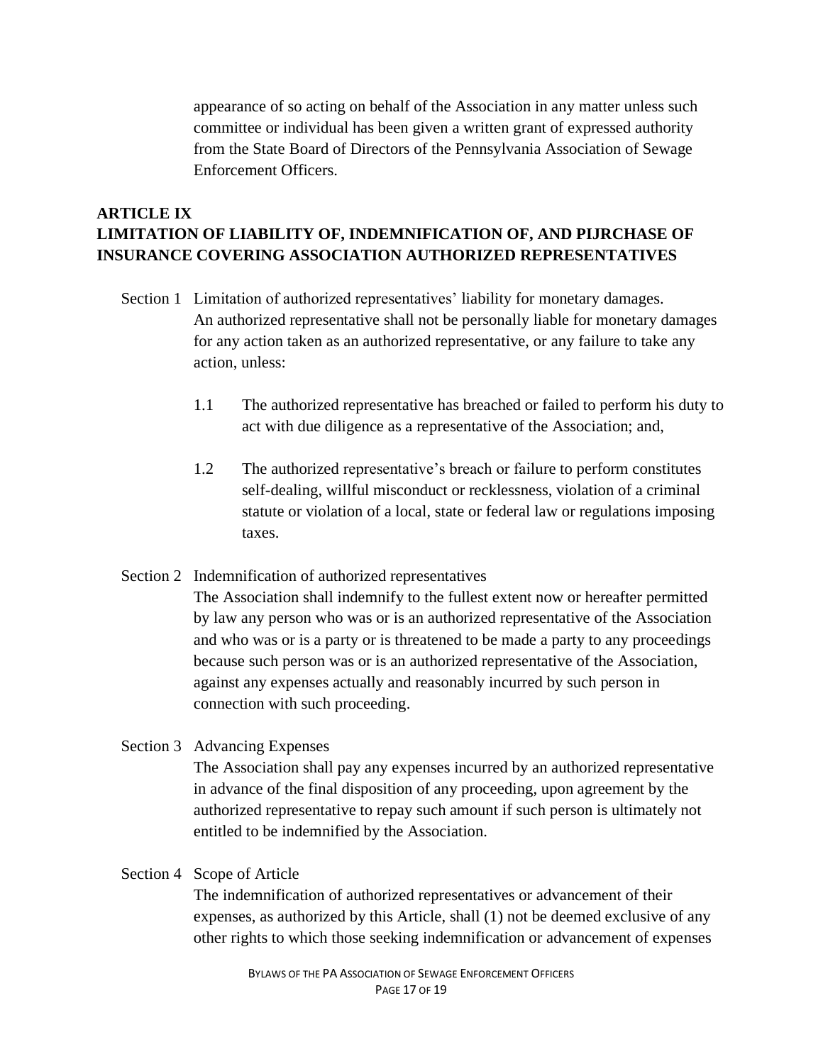appearance of so acting on behalf of the Association in any matter unless such committee or individual has been given a written grant of expressed authority from the State Board of Directors of the Pennsylvania Association of Sewage Enforcement Officers.

## ARTICLE IX
## LIMITATION OF LIABILITY OF, INDEMNIFICATION OF, AND PIJRCHASE OF INSURANCE COVERING ASSOCIATION AUTHORIZED REPRESENTATIVES

Section 1 Limitation of authorized representatives' liability for monetary damages.
An authorized representative shall not be personally liable for monetary damages for any action taken as an authorized representative, or any failure to take any action, unless:

1.1 The authorized representative has breached or failed to perform his duty to act with due diligence as a representative of the Association; and,

1.2 The authorized representative's breach or failure to perform constitutes self-dealing, willful misconduct or recklessness, violation of a criminal statute or violation of a local, state or federal law or regulations imposing taxes.

Section 2 Indemnification of authorized representatives
The Association shall indemnify to the fullest extent now or hereafter permitted by law any person who was or is an authorized representative of the Association and who was or is a party or is threatened to be made a party to any proceedings because such person was or is an authorized representative of the Association, against any expenses actually and reasonably incurred by such person in connection with such proceeding.

Section 3 Advancing Expenses
The Association shall pay any expenses incurred by an authorized representative in advance of the final disposition of any proceeding, upon agreement by the authorized representative to repay such amount if such person is ultimately not entitled to be indemnified by the Association.

Section 4 Scope of Article
The indemnification of authorized representatives or advancement of their expenses, as authorized by this Article, shall (1) not be deemed exclusive of any other rights to which those seeking indemnification or advancement of expenses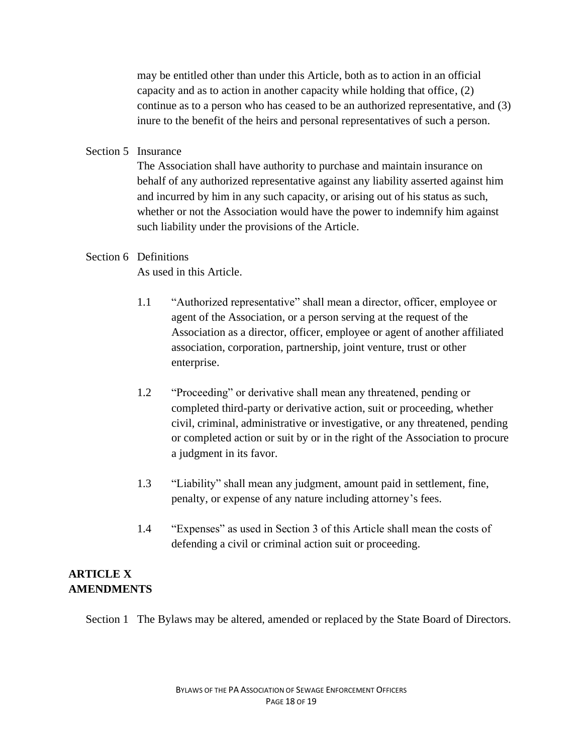may be entitled other than under this Article, both as to action in an official capacity and as to action in another capacity while holding that office, (2) continue as to a person who has ceased to be an authorized representative, and (3) inure to the benefit of the heirs and personal representatives of such a person.

Section 5 Insurance

The Association shall have authority to purchase and maintain insurance on behalf of any authorized representative against any liability asserted against him and incurred by him in any such capacity, or arising out of his status as such, whether or not the Association would have the power to indemnify him against such liability under the provisions of the Article.

Section 6 Definitions

As used in this Article.

1.1 "Authorized representative" shall mean a director, officer, employee or agent of the Association, or a person serving at the request of the Association as a director, officer, employee or agent of another affiliated association, corporation, partnership, joint venture, trust or other enterprise.

1.2 "Proceeding" or derivative shall mean any threatened, pending or completed third-party or derivative action, suit or proceeding, whether civil, criminal, administrative or investigative, or any threatened, pending or completed action or suit by or in the right of the Association to procure a judgment in its favor.

1.3 "Liability" shall mean any judgment, amount paid in settlement, fine, penalty, or expense of any nature including attorney's fees.

1.4 "Expenses" as used in Section 3 of this Article shall mean the costs of defending a civil or criminal action suit or proceeding.

## ARTICLE X
## AMENDMENTS

Section 1 The Bylaws may be altered, amended or replaced by the State Board of Directors.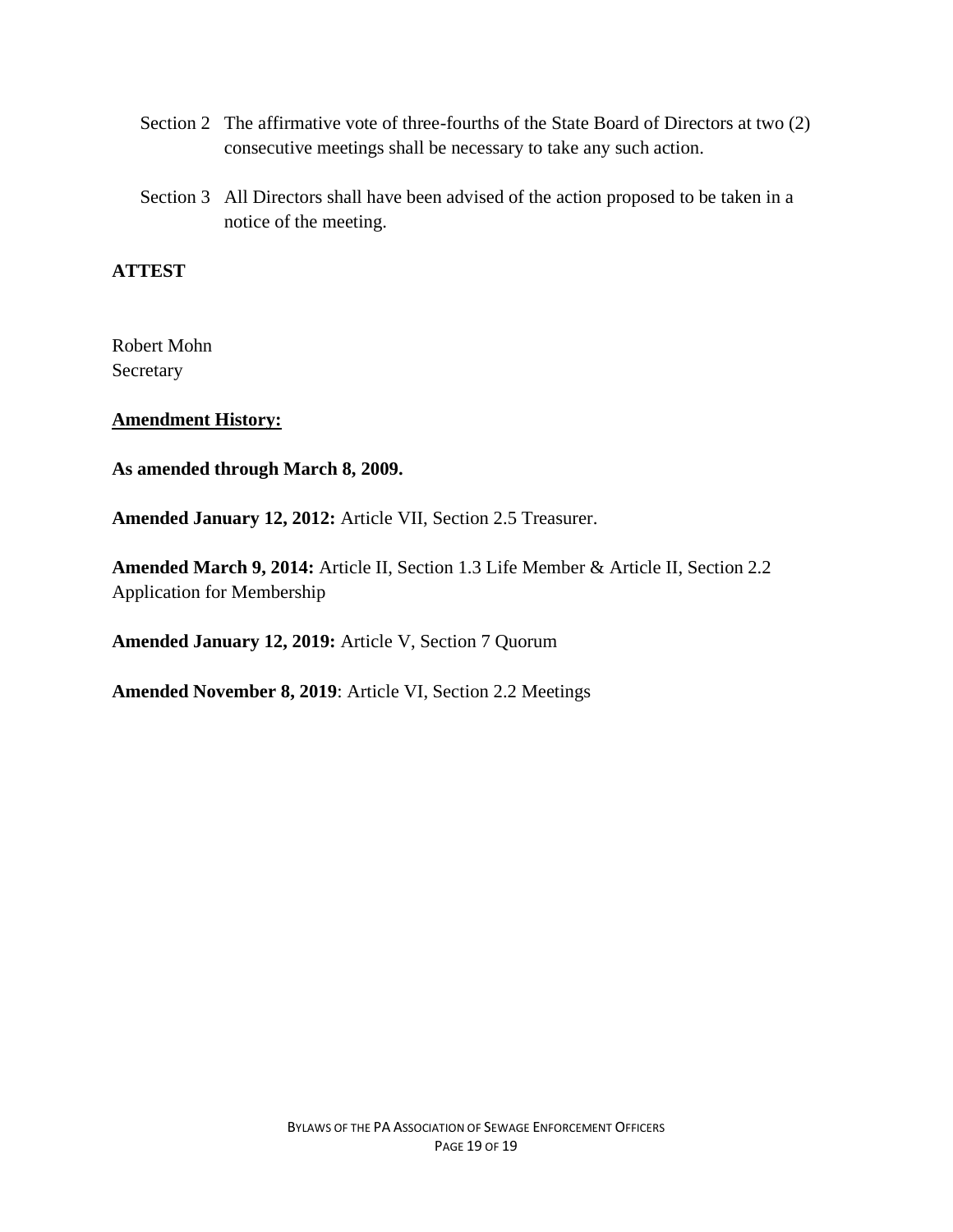Section 2 The affirmative vote of three-fourths of the State Board of Directors at two (2) consecutive meetings shall be necessary to take any such action.

Section 3 All Directors shall have been advised of the action proposed to be taken in a notice of the meeting.

**ATTEST**

Robert Mohn
Secretary

**Amendment History:**

**As amended through March 8, 2009.**

**Amended January 12, 2012:** Article VII, Section 2.5 Treasurer.

**Amended March 9, 2014:** Article II, Section 1.3 Life Member & Article II, Section 2.2 Application for Membership

**Amended January 12, 2019:** Article V, Section 7 Quorum

**Amended November 8, 2019**: Article VI, Section 2.2 Meetings